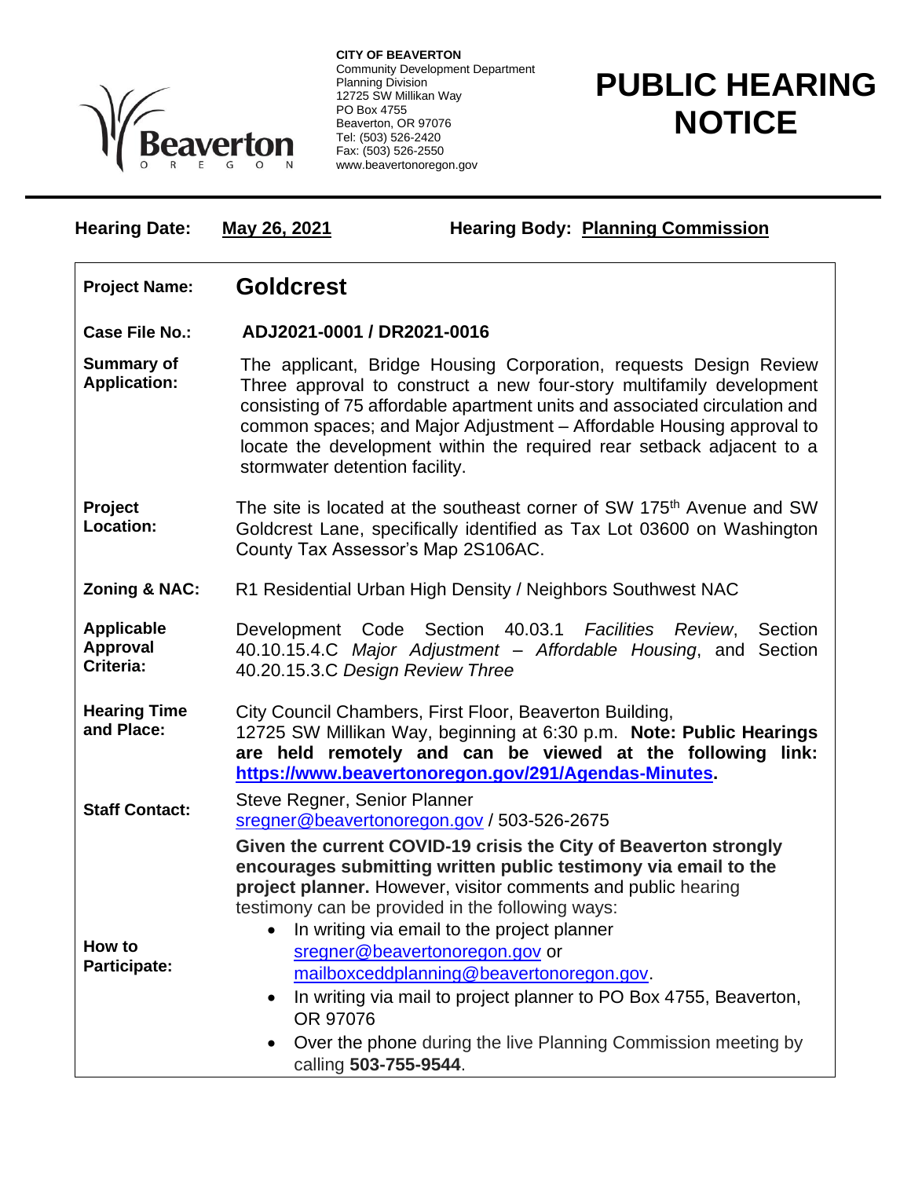**CITY OF BEAVERTON**
Community Development Department
Planning Division
12725 SW Millikan Way
PO Box 4755
Beaverton, OR 97076
Tel: (503) 526-2420
Fax: (503) 526-2550
www.beavertonoregon.gov

# PUBLIC HEARING NOTICE

**Hearing Date:** **May 26, 2021** **Hearing Body:** **Planning Commission**

| | |
|---|---|
| **Project Name:** | **Goldcrest** |
| **Case File No.:** | **ADJ2021-0001 / DR2021-0016** |
| **Summary of Application:** | The applicant, Bridge Housing Corporation, requests Design Review Three approval to construct a new four-story multifamily development consisting of 75 affordable apartment units and associated circulation and common spaces; and Major Adjustment – Affordable Housing approval to locate the development within the required rear setback adjacent to a stormwater detention facility. |
| **Project Location:** | The site is located at the southeast corner of SW 175th Avenue and SW Goldcrest Lane, specifically identified as Tax Lot 03600 on Washington County Tax Assessor's Map 2S106AC. |
| **Zoning & NAC:** | R1 Residential Urban High Density / Neighbors Southwest NAC |
| **Applicable Approval Criteria:** | Development Code Section 40.03.1 *Facilities Review*, Section 40.10.15.4.C *Major Adjustment – Affordable Housing*, and Section 40.20.15.3.C *Design Review Three* |
| **Hearing Time and Place:** | City Council Chambers, First Floor, Beaverton Building, 12725 SW Millikan Way, beginning at 6:30 p.m. **Note: Public Hearings are held remotely and can be viewed at the following link: https://www.beavertonoregon.gov/291/Agendas-Minutes.** |
| **Staff Contact:** | Steve Regner, Senior Planner sregner@beavertonoregon.gov / 503-526-2675 |
| **How to Participate:** | **Given the current COVID-19 crisis the City of Beaverton strongly encourages submitting written public testimony via email to the project planner.** However, visitor comments and public hearing testimony can be provided in the following ways:<br>• In writing via email to the project planner sregner@beavertonoregon.gov or mailboxceddplanning@beavertonoregon.gov.<br>• In writing via mail to project planner to PO Box 4755, Beaverton, OR 97076<br>• Over the phone during the live Planning Commission meeting by calling **503-755-9544**. |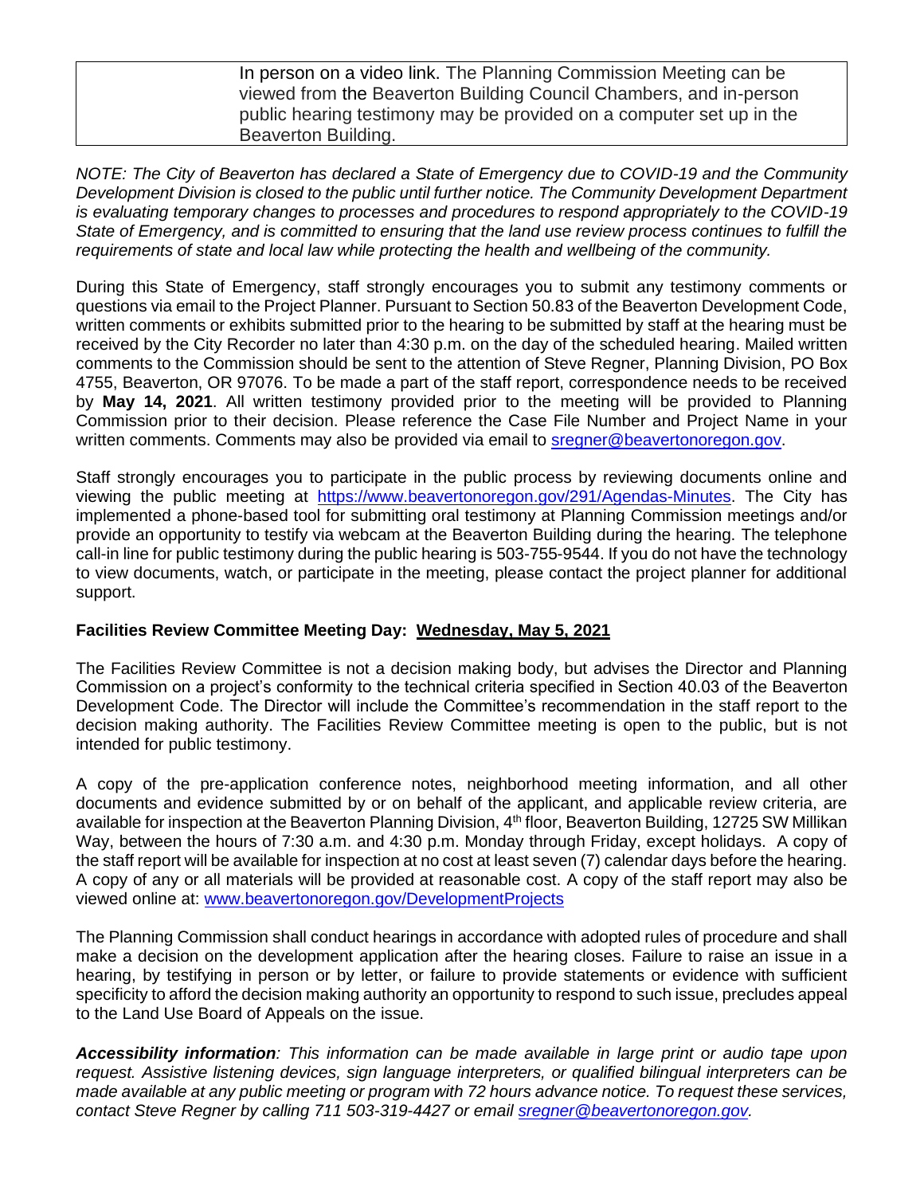| | In person on a video link. The Planning Commission Meeting can be viewed from the Beaverton Building Council Chambers, and in-person public hearing testimony may be provided on a computer set up in the Beaverton Building. |
|---|---|

*NOTE: The City of Beaverton has declared a State of Emergency due to COVID-19 and the Community Development Division is closed to the public until further notice. The Community Development Department is evaluating temporary changes to processes and procedures to respond appropriately to the COVID-19 State of Emergency, and is committed to ensuring that the land use review process continues to fulfill the requirements of state and local law while protecting the health and wellbeing of the community.*

During this State of Emergency, staff strongly encourages you to submit any testimony comments or questions via email to the Project Planner. Pursuant to Section 50.83 of the Beaverton Development Code, written comments or exhibits submitted prior to the hearing to be submitted by staff at the hearing must be received by the City Recorder no later than 4:30 p.m. on the day of the scheduled hearing. Mailed written comments to the Commission should be sent to the attention of Steve Regner, Planning Division, PO Box 4755, Beaverton, OR 97076. To be made a part of the staff report, correspondence needs to be received by **May 14, 2021**. All written testimony provided prior to the meeting will be provided to Planning Commission prior to their decision. Please reference the Case File Number and Project Name in your written comments. Comments may also be provided via email to sregner@beavertonoregon.gov.

Staff strongly encourages you to participate in the public process by reviewing documents online and viewing the public meeting at https://www.beavertonoregon.gov/291/Agendas-Minutes. The City has implemented a phone-based tool for submitting oral testimony at Planning Commission meetings and/or provide an opportunity to testify via webcam at the Beaverton Building during the hearing. The telephone call-in line for public testimony during the public hearing is 503-755-9544. If you do not have the technology to view documents, watch, or participate in the meeting, please contact the project planner for additional support.

**Facilities Review Committee Meeting Day: Wednesday, May 5, 2021**

The Facilities Review Committee is not a decision making body, but advises the Director and Planning Commission on a project's conformity to the technical criteria specified in Section 40.03 of the Beaverton Development Code. The Director will include the Committee's recommendation in the staff report to the decision making authority. The Facilities Review Committee meeting is open to the public, but is not intended for public testimony.

A copy of the pre-application conference notes, neighborhood meeting information, and all other documents and evidence submitted by or on behalf of the applicant, and applicable review criteria, are available for inspection at the Beaverton Planning Division, 4th floor, Beaverton Building, 12725 SW Millikan Way, between the hours of 7:30 a.m. and 4:30 p.m. Monday through Friday, except holidays. A copy of the staff report will be available for inspection at no cost at least seven (7) calendar days before the hearing. A copy of any or all materials will be provided at reasonable cost. A copy of the staff report may also be viewed online at: www.beavertonoregon.gov/DevelopmentProjects

The Planning Commission shall conduct hearings in accordance with adopted rules of procedure and shall make a decision on the development application after the hearing closes. Failure to raise an issue in a hearing, by testifying in person or by letter, or failure to provide statements or evidence with sufficient specificity to afford the decision making authority an opportunity to respond to such issue, precludes appeal to the Land Use Board of Appeals on the issue.

***Accessibility information****: This information can be made available in large print or audio tape upon request. Assistive listening devices, sign language interpreters, or qualified bilingual interpreters can be made available at any public meeting or program with 72 hours advance notice. To request these services, contact Steve Regner by calling 711 503-319-4427 or email sregner@beavertonoregon.gov.*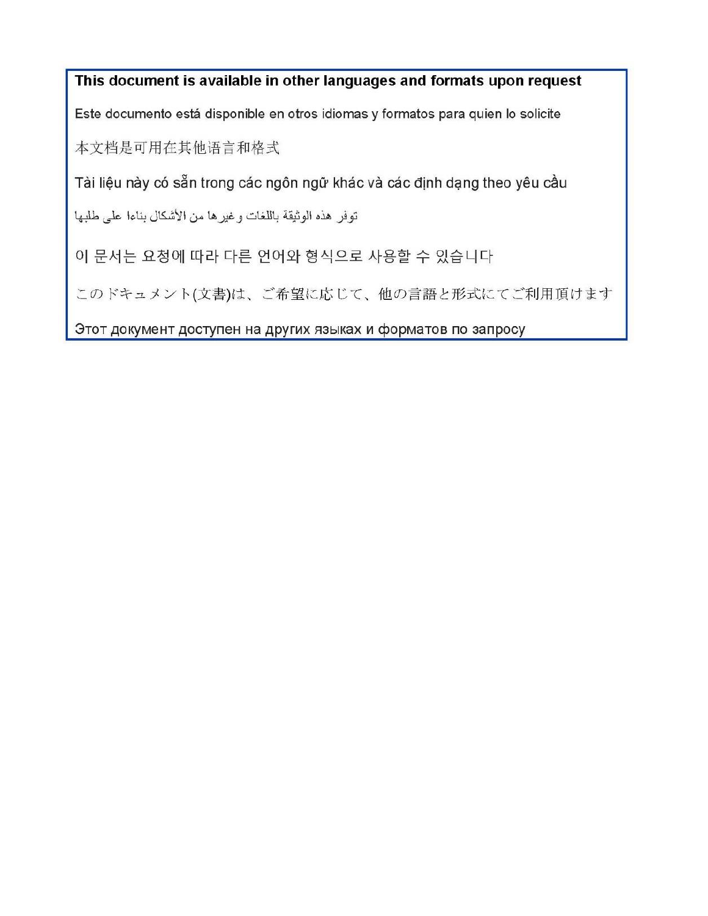**This document is available in other languages and formats upon request**

Este documento está disponible en otros idiomas y formatos para quien lo solicite

本文档是可用在其他语言和格式

Tài liệu này có sẵn trong các ngôn ngữ khác và các định dạng theo yêu cầu

توفر هذه الوثيقة باللغات وغيرها من الأشكال بناءا على طلبها

이 문서는 요청에 따라 다른 언어와 형식으로 사용할 수 있습니다

このドキュメント(文書)は、ご希望に応じて、他の言語と形式にてご利用頂けます

Этот документ доступен на других языках и форматов по запросу